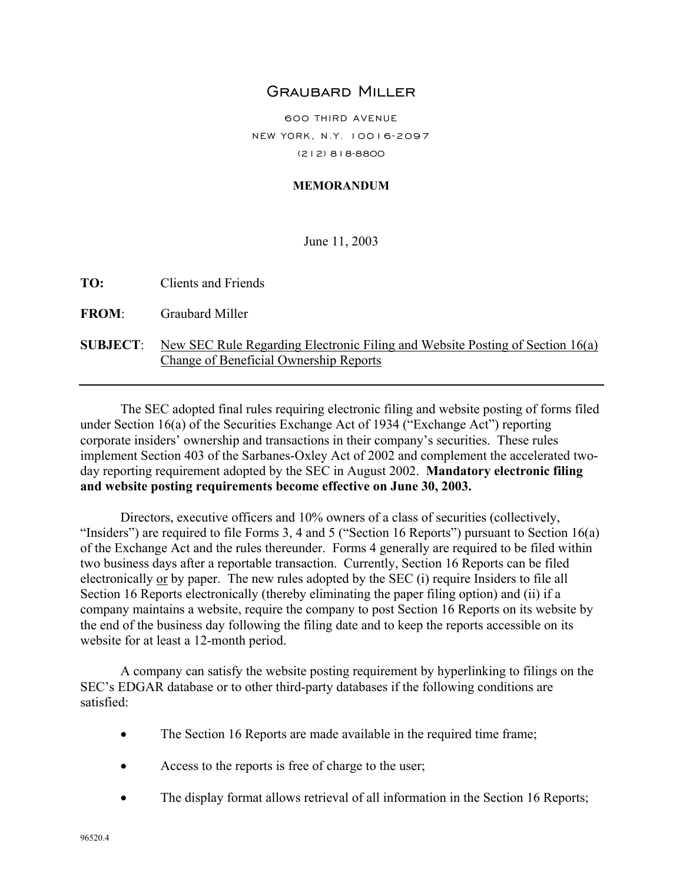# Graubard Miller

600 THIRD AVENUE
NEW YORK, N.Y. 10016-2097
(212) 818-8800

**MEMORANDUM**

June 11, 2003

**TO:** Clients and Friends

**FROM**: Graubard Miller

**SUBJECT**: New SEC Rule Regarding Electronic Filing and Website Posting of Section 16(a) Change of Beneficial Ownership Reports

---

The SEC adopted final rules requiring electronic filing and website posting of forms filed under Section 16(a) of the Securities Exchange Act of 1934 ("Exchange Act") reporting corporate insiders' ownership and transactions in their company's securities. These rules implement Section 403 of the Sarbanes-Oxley Act of 2002 and complement the accelerated two-day reporting requirement adopted by the SEC in August 2002. **Mandatory electronic filing and website posting requirements become effective on June 30, 2003.**

Directors, executive officers and 10% owners of a class of securities (collectively, "Insiders") are required to file Forms 3, 4 and 5 ("Section 16 Reports") pursuant to Section 16(a) of the Exchange Act and the rules thereunder. Forms 4 generally are required to be filed within two business days after a reportable transaction. Currently, Section 16 Reports can be filed electronically or by paper. The new rules adopted by the SEC (i) require Insiders to file all Section 16 Reports electronically (thereby eliminating the paper filing option) and (ii) if a company maintains a website, require the company to post Section 16 Reports on its website by the end of the business day following the filing date and to keep the reports accessible on its website for at least a 12-month period.

A company can satisfy the website posting requirement by hyperlinking to filings on the SEC's EDGAR database or to other third-party databases if the following conditions are satisfied:

- The Section 16 Reports are made available in the required time frame;
- Access to the reports is free of charge to the user;
- The display format allows retrieval of all information in the Section 16 Reports;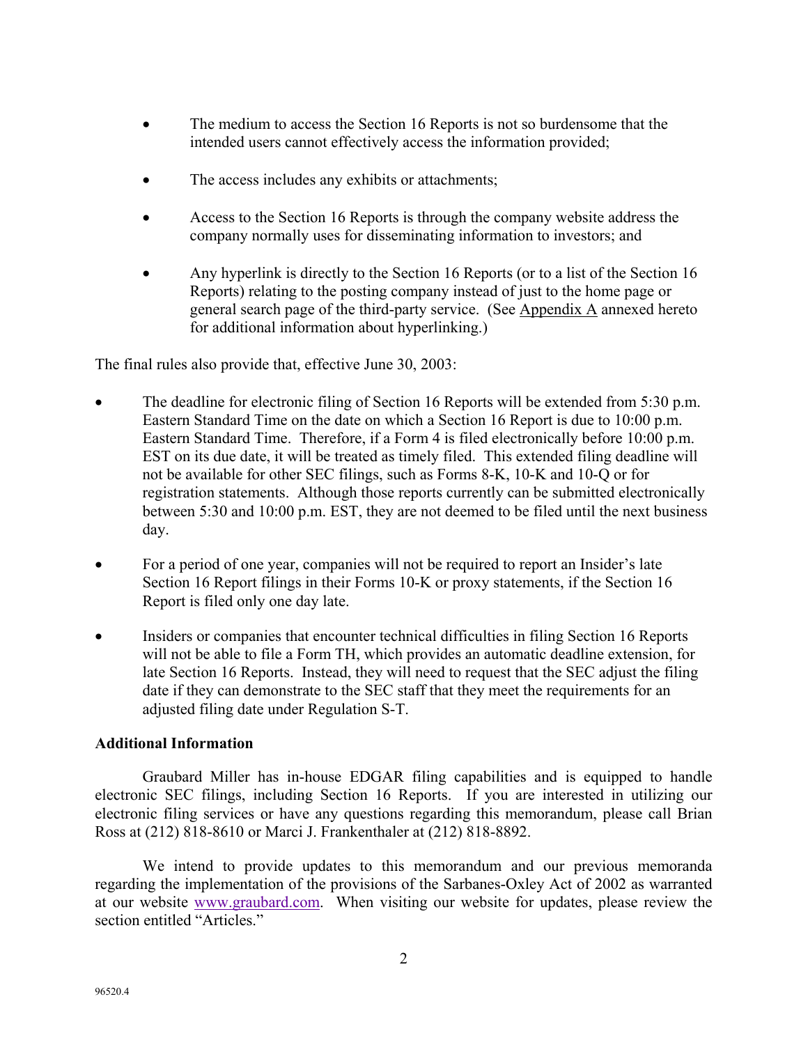- The medium to access the Section 16 Reports is not so burdensome that the intended users cannot effectively access the information provided;

- The access includes any exhibits or attachments;

- Access to the Section 16 Reports is through the company website address the company normally uses for disseminating information to investors; and

- Any hyperlink is directly to the Section 16 Reports (or to a list of the Section 16 Reports) relating to the posting company instead of just to the home page or general search page of the third-party service. (See Appendix A annexed hereto for additional information about hyperlinking.)

The final rules also provide that, effective June 30, 2003:

- The deadline for electronic filing of Section 16 Reports will be extended from 5:30 p.m. Eastern Standard Time on the date on which a Section 16 Report is due to 10:00 p.m. Eastern Standard Time. Therefore, if a Form 4 is filed electronically before 10:00 p.m. EST on its due date, it will be treated as timely filed. This extended filing deadline will not be available for other SEC filings, such as Forms 8-K, 10-K and 10-Q or for registration statements. Although those reports currently can be submitted electronically between 5:30 and 10:00 p.m. EST, they are not deemed to be filed until the next business day.

- For a period of one year, companies will not be required to report an Insider's late Section 16 Report filings in their Forms 10-K or proxy statements, if the Section 16 Report is filed only one day late.

- Insiders or companies that encounter technical difficulties in filing Section 16 Reports will not be able to file a Form TH, which provides an automatic deadline extension, for late Section 16 Reports. Instead, they will need to request that the SEC adjust the filing date if they can demonstrate to the SEC staff that they meet the requirements for an adjusted filing date under Regulation S-T.

**Additional Information**

Graubard Miller has in-house EDGAR filing capabilities and is equipped to handle electronic SEC filings, including Section 16 Reports. If you are interested in utilizing our electronic filing services or have any questions regarding this memorandum, please call Brian Ross at (212) 818-8610 or Marci J. Frankenthaler at (212) 818-8892.

We intend to provide updates to this memorandum and our previous memoranda regarding the implementation of the provisions of the Sarbanes-Oxley Act of 2002 as warranted at our website www.graubard.com. When visiting our website for updates, please review the section entitled "Articles."

96520.4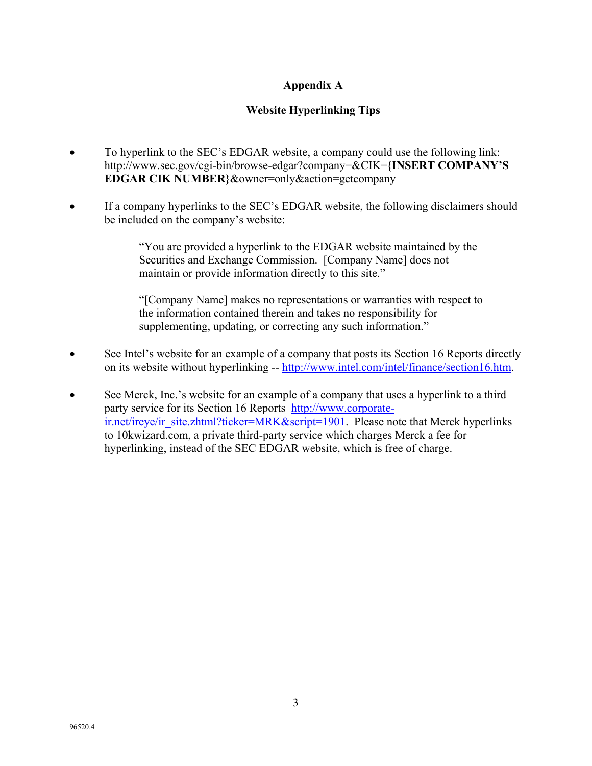# Appendix A

## Website Hyperlinking Tips

- To hyperlink to the SEC's EDGAR website, a company could use the following link: http://www.sec.gov/cgi-bin/browse-edgar?company=&CIK=**{INSERT COMPANY'S EDGAR CIK NUMBER}**&owner=only&action=getcompany

- If a company hyperlinks to the SEC's EDGAR website, the following disclaimers should be included on the company's website:

  > "You are provided a hyperlink to the EDGAR website maintained by the Securities and Exchange Commission. [Company Name] does not maintain or provide information directly to this site."
  >
  > "[Company Name] makes no representations or warranties with respect to the information contained therein and takes no responsibility for supplementing, updating, or correcting any such information."

- See Intel's website for an example of a company that posts its Section 16 Reports directly on its website without hyperlinking -- http://www.intel.com/intel/finance/section16.htm.

- See Merck, Inc.'s website for an example of a company that uses a hyperlink to a third party service for its Section 16 Reports http://www.corporate-ir.net/ireye/ir_site.zhtml?ticker=MRK&script=1901. Please note that Merck hyperlinks to 10kwizard.com, a private third-party service which charges Merck a fee for hyperlinking, instead of the SEC EDGAR website, which is free of charge.

96520.4